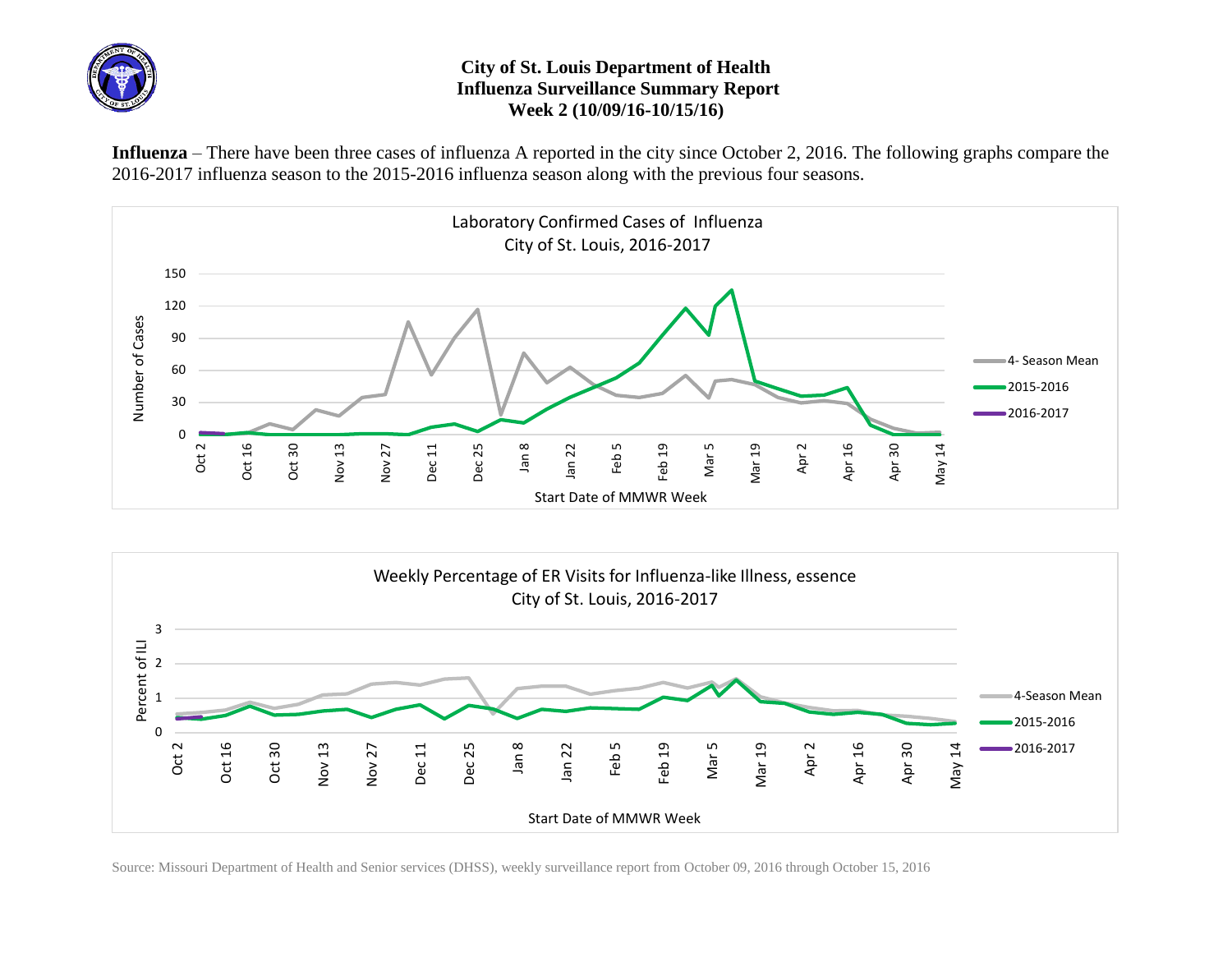# City of St. Louis Department of Health
## Influenza Surveillance Summary Report
### Week 2 (10/09/16-10/15/16)

**Influenza** – There have been three cases of influenza A reported in the city since October 2, 2016. The following graphs compare the 2016-2017 influenza season to the 2015-2016 influenza season along with the previous four seasons.

Laboratory Confirmed Cases of Influenza
City of St. Louis, 2016-2017

Weekly Percentage of ER Visits for Influenza-like Illness, essence
City of St. Louis, 2016-2017

Source: Missouri Department of Health and Senior services (DHSS), weekly surveillance report from October 09, 2016 through October 15, 2016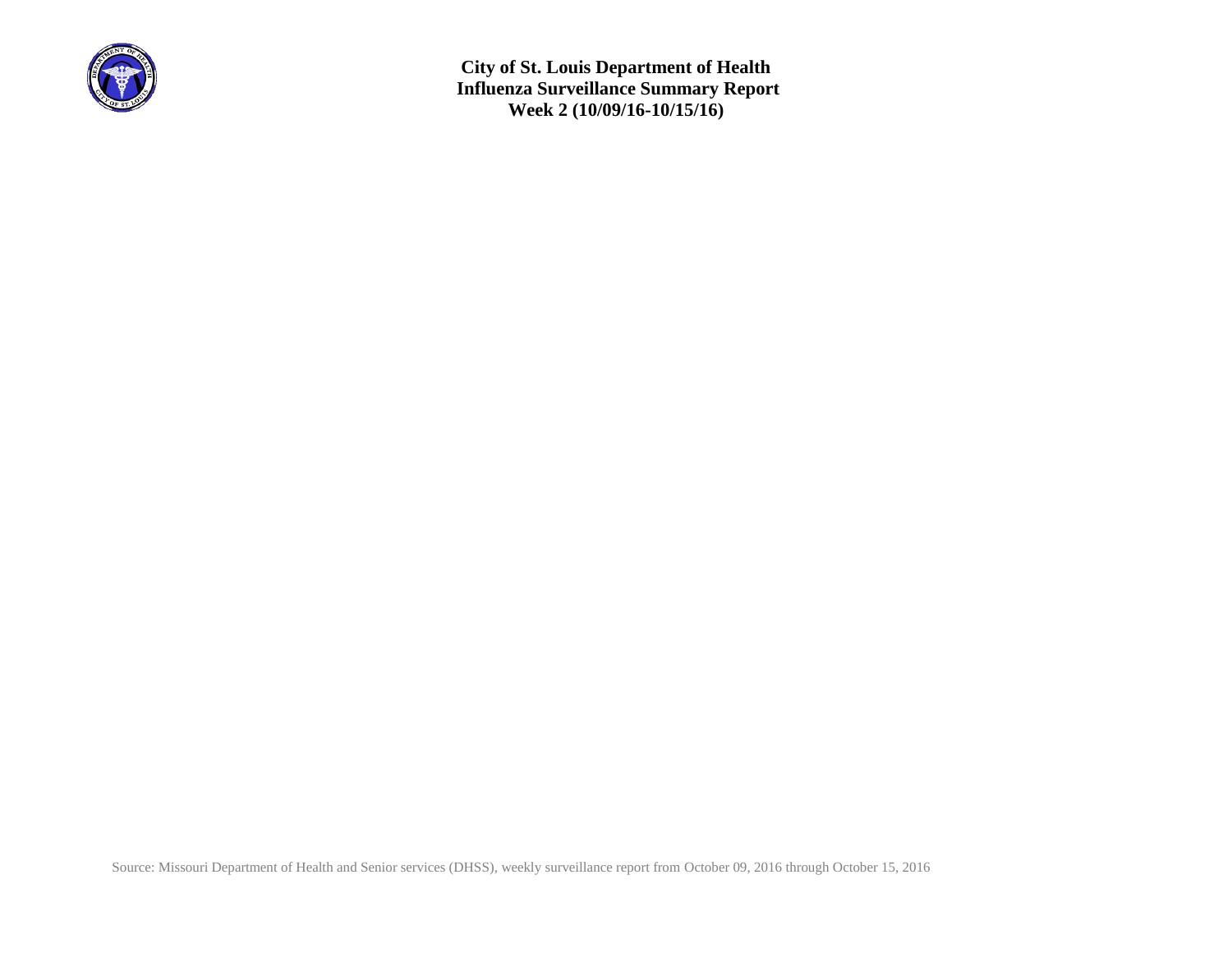**City of St. Louis Department of Health**
**Influenza Surveillance Summary Report**
**Week 2 (10/09/16-10/15/16)**

Source: Missouri Department of Health and Senior services (DHSS), weekly surveillance report from October 09, 2016 through October 15, 2016